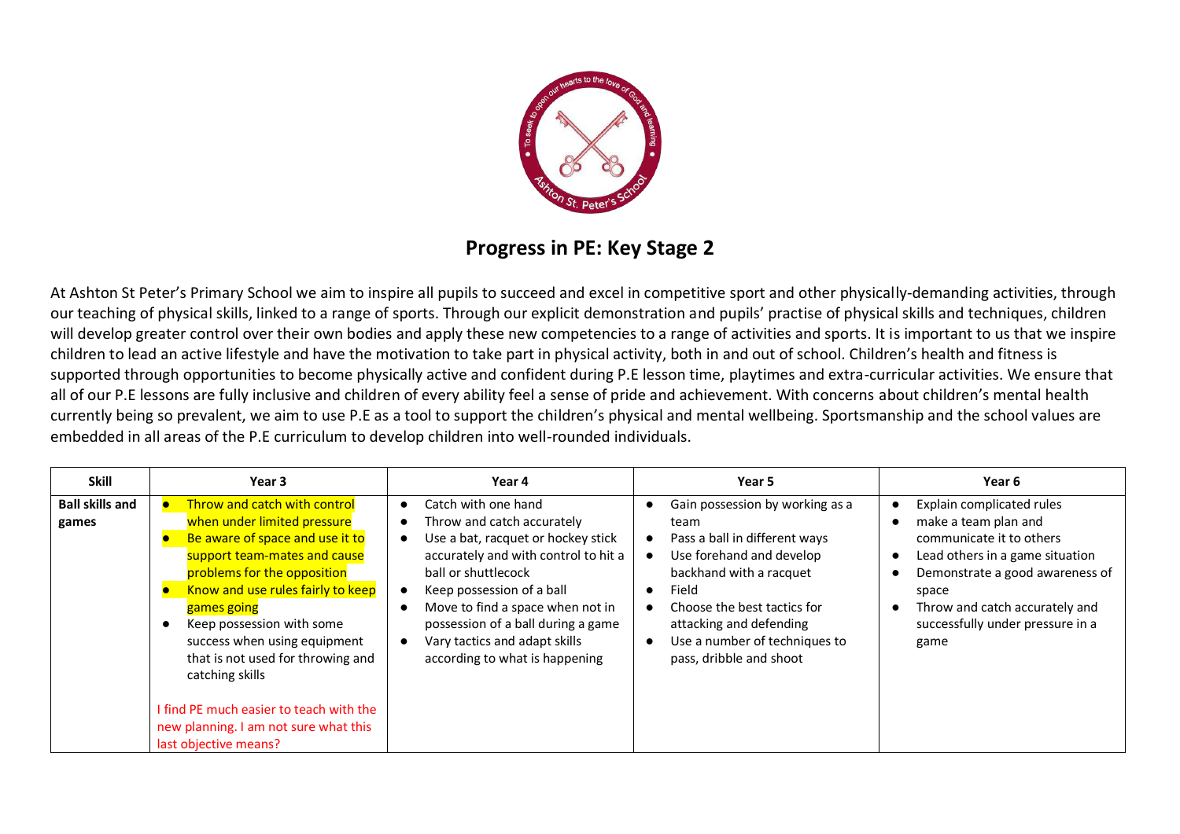## Progress in PE: Key Stage 2

At Ashton St Peter's Primary School we aim to inspire all pupils to succeed and excel in competitive sport and other physically-demanding activities, through our teaching of physical skills, linked to a range of sports. Through our explicit demonstration and pupils' practise of physical skills and techniques, children will develop greater control over their own bodies and apply these new competencies to a range of activities and sports. It is important to us that we inspire children to lead an active lifestyle and have the motivation to take part in physical activity, both in and out of school. Children's health and fitness is supported through opportunities to become physically active and confident during P.E lesson time, playtimes and extra-curricular activities. We ensure that all of our P.E lessons are fully inclusive and children of every ability feel a sense of pride and achievement. With concerns about children's mental health currently being so prevalent, we aim to use P.E as a tool to support the children's physical and mental wellbeing. Sportsmanship and the school values are embedded in all areas of the P.E curriculum to develop children into well-rounded individuals.

| Skill | Year 3 | Year 4 | Year 5 | Year 6 |
|---|---|---|---|---|
| **Ball skills and games** | • Throw and catch with control when under limited pressure<br>• Be aware of space and use it to support team-mates and cause problems for the opposition<br>• Know and use rules fairly to keep games going<br>• Keep possession with some success when using equipment that is not used for throwing and catching skills<br><br>I find PE much easier to teach with the new planning. I am not sure what this last objective means? | • Catch with one hand<br>• Throw and catch accurately<br>• Use a bat, racquet or hockey stick accurately and with control to hit a ball or shuttlecock<br>• Keep possession of a ball<br>• Move to find a space when not in possession of a ball during a game<br>• Vary tactics and adapt skills according to what is happening | • Gain possession by working as a team<br>• Pass a ball in different ways<br>• Use forehand and develop backhand with a racquet<br>• Field<br>• Choose the best tactics for attacking and defending<br>• Use a number of techniques to pass, dribble and shoot | • Explain complicated rules<br>• make a team plan and communicate it to others<br>• Lead others in a game situation<br>• Demonstrate a good awareness of space<br>• Throw and catch accurately and successfully under pressure in a game |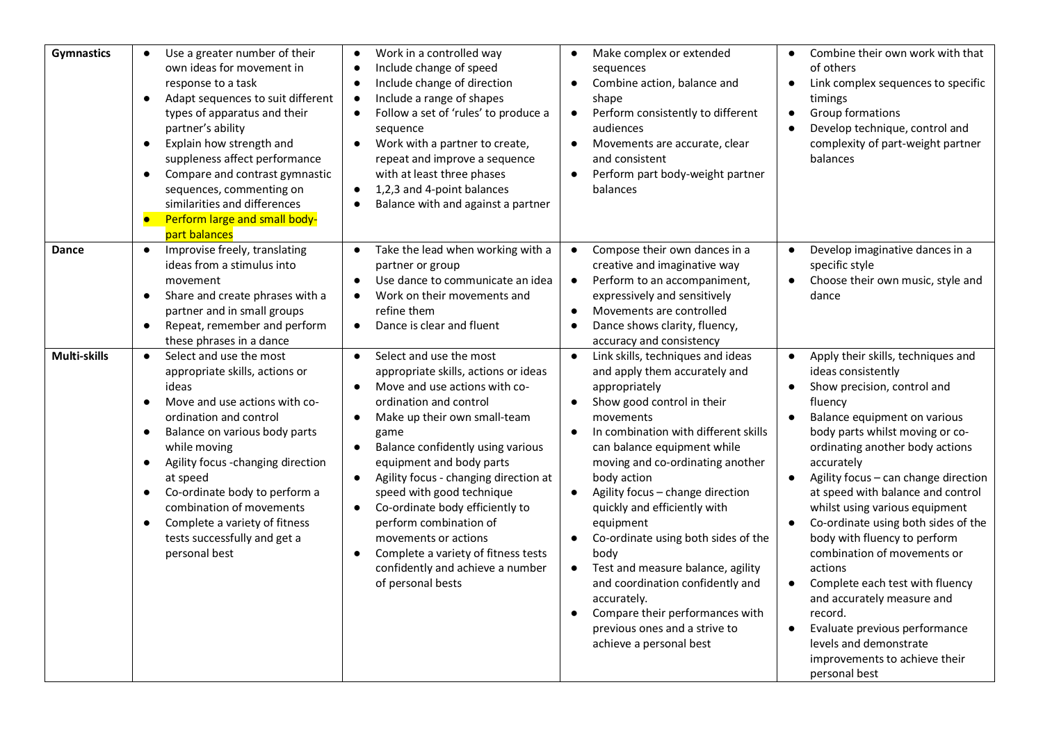| | | | | |
|---|---|---|---|---|
| **Gymnastics** | • Use a greater number of their own ideas for movement in response to a task<br>• Adapt sequences to suit different types of apparatus and their partner's ability<br>• Explain how strength and suppleness affect performance<br>• Compare and contrast gymnastic sequences, commenting on similarities and differences<br>• Perform large and small body-part balances | • Work in a controlled way<br>• Include change of speed<br>• Include change of direction<br>• Include a range of shapes<br>• Follow a set of 'rules' to produce a sequence<br>• Work with a partner to create, repeat and improve a sequence with at least three phases<br>• 1,2,3 and 4-point balances<br>• Balance with and against a partner | • Make complex or extended sequences<br>• Combine action, balance and shape<br>• Perform consistently to different audiences<br>• Movements are accurate, clear and consistent<br>• Perform part body-weight partner balances | • Combine their own work with that of others<br>• Link complex sequences to specific timings<br>• Group formations<br>• Develop technique, control and complexity of part-weight partner balances |
| **Dance** | • Improvise freely, translating ideas from a stimulus into movement<br>• Share and create phrases with a partner and in small groups<br>• Repeat, remember and perform these phrases in a dance | • Take the lead when working with a partner or group<br>• Use dance to communicate an idea<br>• Work on their movements and refine them<br>• Dance is clear and fluent | • Compose their own dances in a creative and imaginative way<br>• Perform to an accompaniment, expressively and sensitively<br>• Movements are controlled<br>• Dance shows clarity, fluency, accuracy and consistency | • Develop imaginative dances in a specific style<br>• Choose their own music, style and dance |
| **Multi-skills** | • Select and use the most appropriate skills, actions or ideas<br>• Move and use actions with co-ordination and control<br>• Balance on various body parts while moving<br>• Agility focus -changing direction at speed<br>• Co-ordinate body to perform a combination of movements<br>• Complete a variety of fitness tests successfully and get a personal best | • Select and use the most appropriate skills, actions or ideas<br>• Move and use actions with co-ordination and control<br>• Make up their own small-team game<br>• Balance confidently using various equipment and body parts<br>• Agility focus - changing direction at speed with good technique<br>• Co-ordinate body efficiently to perform combination of movements or actions<br>• Complete a variety of fitness tests confidently and achieve a number of personal bests | • Link skills, techniques and ideas and apply them accurately and appropriately<br>• Show good control in their movements<br>• In combination with different skills can balance equipment while moving and co-ordinating another body action<br>• Agility focus – change direction quickly and efficiently with equipment<br>• Co-ordinate using both sides of the body<br>• Test and measure balance, agility and coordination confidently and accurately.<br>• Compare their performances with previous ones and a strive to achieve a personal best | • Apply their skills, techniques and ideas consistently<br>• Show precision, control and fluency<br>• Balance equipment on various body parts whilst moving or co-ordinating another body actions accurately<br>• Agility focus – can change direction at speed with balance and control whilst using various equipment<br>• Co-ordinate using both sides of the body with fluency to perform combination of movements or actions<br>• Complete each test with fluency and accurately measure and record.<br>• Evaluate previous performance levels and demonstrate improvements to achieve their personal best |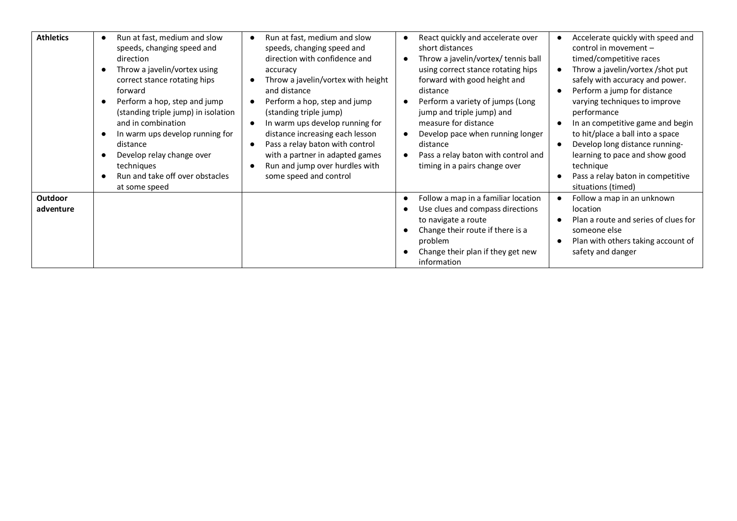| | | | | |
|---|---|---|---|---|
| **Athletics** | • Run at fast, medium and slow speeds, changing speed and direction<br>• Throw a javelin/vortex using correct stance rotating hips forward<br>• Perform a hop, step and jump (standing triple jump) in isolation and in combination<br>• In warm ups develop running for distance<br>• Develop relay change over techniques<br>• Run and take off over obstacles at some speed | • Run at fast, medium and slow speeds, changing speed and direction with confidence and accuracy<br>• Throw a javelin/vortex with height and distance<br>• Perform a hop, step and jump (standing triple jump)<br>• In warm ups develop running for distance increasing each lesson<br>• Pass a relay baton with control with a partner in adapted games<br>• Run and jump over hurdles with some speed and control | • React quickly and accelerate over short distances<br>• Throw a javelin/vortex/ tennis ball using correct stance rotating hips forward with good height and distance<br>• Perform a variety of jumps (Long jump and triple jump) and measure for distance<br>• Develop pace when running longer distance<br>• Pass a relay baton with control and timing in a pairs change over | • Accelerate quickly with speed and control in movement – timed/competitive races<br>• Throw a javelin/vortex /shot put safely with accuracy and power.<br>• Perform a jump for distance varying techniques to improve performance<br>• In an competitive game and begin to hit/place a ball into a space<br>• Develop long distance running- learning to pace and show good technique<br>• Pass a relay baton in competitive situations (timed) |
| **Outdoor adventure** | | | • Follow a map in a familiar location<br>• Use clues and compass directions to navigate a route<br>• Change their route if there is a problem<br>• Change their plan if they get new information | • Follow a map in an unknown location<br>• Plan a route and series of clues for someone else<br>• Plan with others taking account of safety and danger |